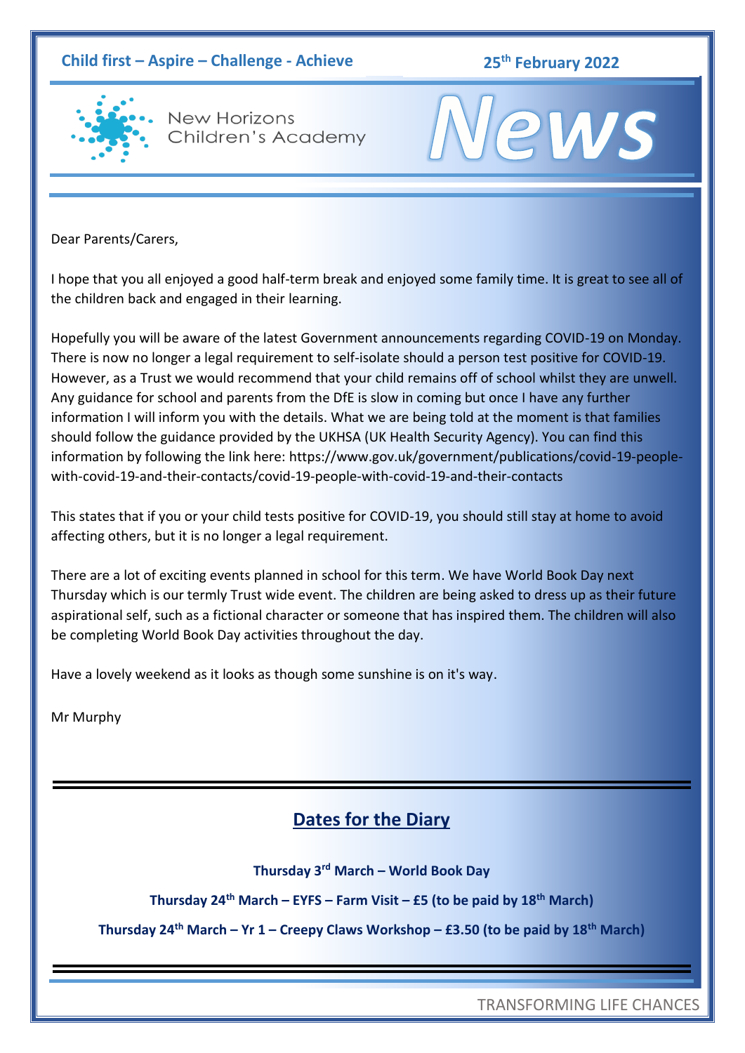**Child first – Aspire – Challenge - Achieve** **25th February 2022**

New Horizons Children's Academy

# News

Dear Parents/Carers,

I hope that you all enjoyed a good half-term break and enjoyed some family time. It is great to see all of the children back and engaged in their learning.

Hopefully you will be aware of the latest Government announcements regarding COVID-19 on Monday. There is now no longer a legal requirement to self-isolate should a person test positive for COVID-19. However, as a Trust we would recommend that your child remains off of school whilst they are unwell. Any guidance for school and parents from the DfE is slow in coming but once I have any further information I will inform you with the details. What we are being told at the moment is that families should follow the guidance provided by the UKHSA (UK Health Security Agency). You can find this information by following the link here: https://www.gov.uk/government/publications/covid-19-people-with-covid-19-and-their-contacts/covid-19-people-with-covid-19-and-their-contacts

This states that if you or your child tests positive for COVID-19, you should still stay at home to avoid affecting others, but it is no longer a legal requirement.

There are a lot of exciting events planned in school for this term. We have World Book Day next Thursday which is our termly Trust wide event. The children are being asked to dress up as their future aspirational self, such as a fictional character or someone that has inspired them. The children will also be completing World Book Day activities throughout the day.

Have a lovely weekend as it looks as though some sunshine is on it's way.

Mr Murphy

## Dates for the Diary

**Thursday 3rd March – World Book Day**

**Thursday 24th March – EYFS – Farm Visit – £5 (to be paid by 18th March)**

**Thursday 24th March – Yr 1 – Creepy Claws Workshop – £3.50 (to be paid by 18th March)**

TRANSFORMING LIFE CHANCES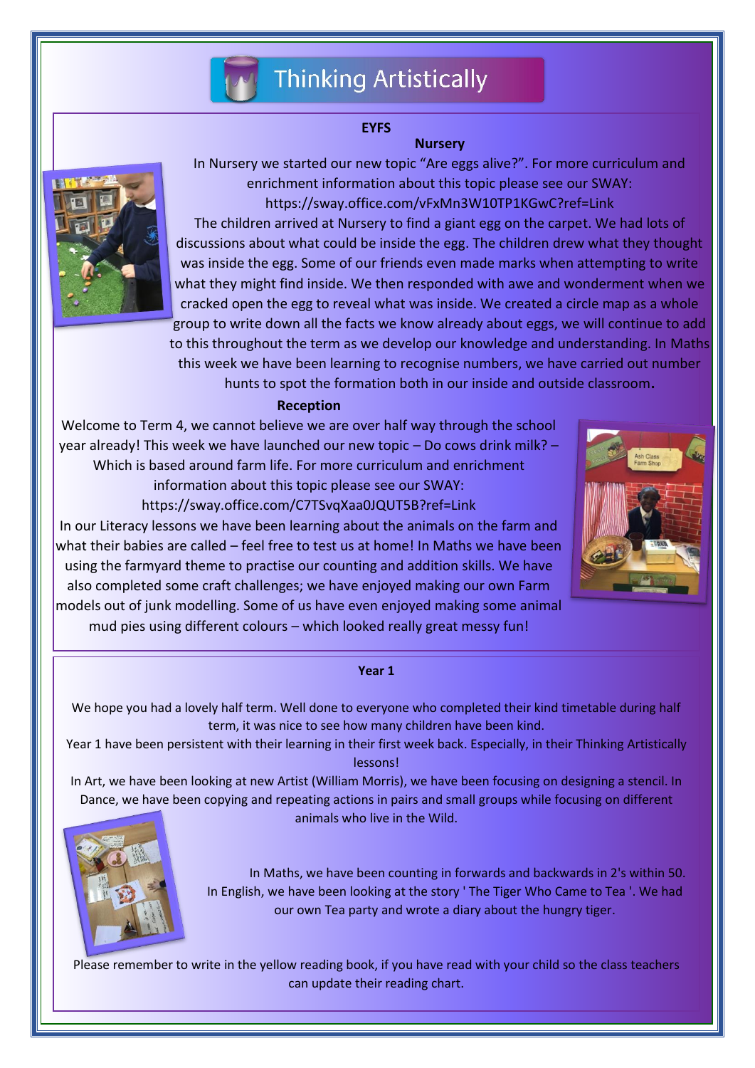# Thinking Artistically

## EYFS

### Nursery

In Nursery we started our new topic "Are eggs alive?". For more curriculum and enrichment information about this topic please see our SWAY: https://sway.office.com/vFxMn3W10TP1KGwC?ref=Link

The children arrived at Nursery to find a giant egg on the carpet. We had lots of discussions about what could be inside the egg. The children drew what they thought was inside the egg. Some of our friends even made marks when attempting to write what they might find inside. We then responded with awe and wonderment when we cracked open the egg to reveal what was inside. We created a circle map as a whole group to write down all the facts we know already about eggs, we will continue to add to this throughout the term as we develop our knowledge and understanding. In Maths this week we have been learning to recognise numbers, we have carried out number hunts to spot the formation both in our inside and outside classroom.

### Reception

Welcome to Term 4, we cannot believe we are over half way through the school year already! This week we have launched our new topic – Do cows drink milk? – Which is based around farm life. For more curriculum and enrichment information about this topic please see our SWAY: https://sway.office.com/C7TSvqXaa0JQUT5B?ref=Link

In our Literacy lessons we have been learning about the animals on the farm and what their babies are called – feel free to test us at home! In Maths we have been using the farmyard theme to practise our counting and addition skills. We have also completed some craft challenges; we have enjoyed making our own Farm models out of junk modelling. Some of us have even enjoyed making some animal mud pies using different colours – which looked really great messy fun!

## Year 1

We hope you had a lovely half term. Well done to everyone who completed their kind timetable during half term, it was nice to see how many children have been kind.

Year 1 have been persistent with their learning in their first week back. Especially, in their Thinking Artistically lessons!

In Art, we have been looking at new Artist (William Morris), we have been focusing on designing a stencil. In Dance, we have been copying and repeating actions in pairs and small groups while focusing on different animals who live in the Wild.

In Maths, we have been counting in forwards and backwards in 2's within 50. In English, we have been looking at the story ' The Tiger Who Came to Tea '. We had our own Tea party and wrote a diary about the hungry tiger.

Please remember to write in the yellow reading book, if you have read with your child so the class teachers can update their reading chart.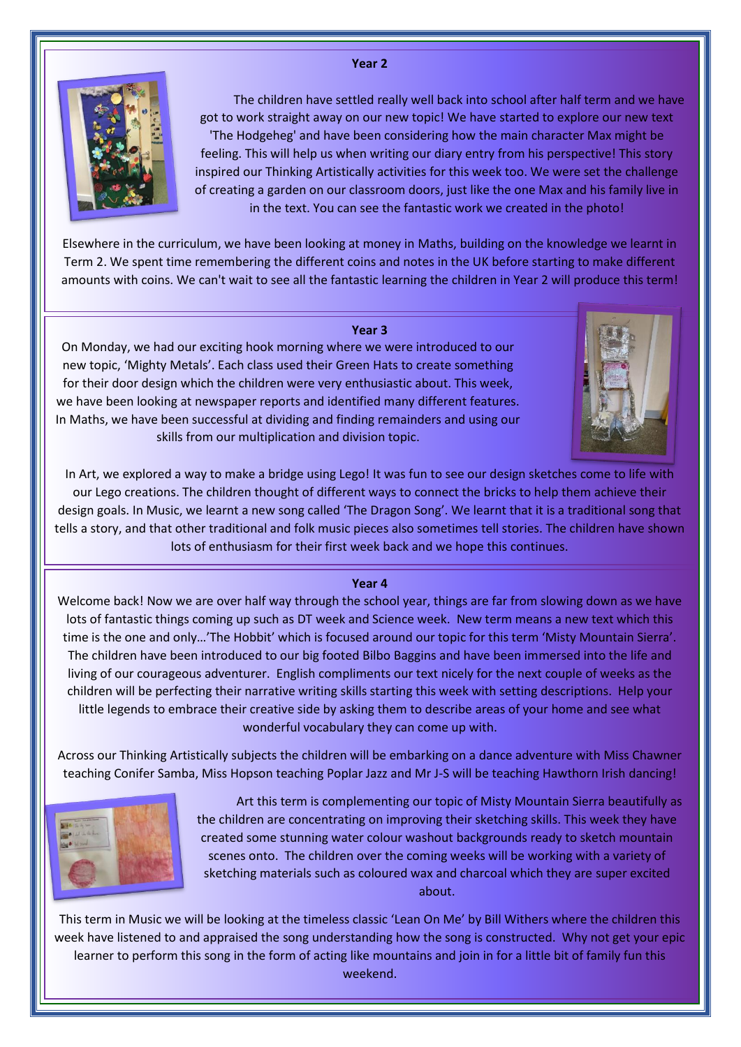## Year 2

The children have settled really well back into school after half term and we have got to work straight away on our new topic! We have started to explore our new text 'The Hodgeheg' and have been considering how the main character Max might be feeling. This will help us when writing our diary entry from his perspective! This story inspired our Thinking Artistically activities for this week too. We were set the challenge of creating a garden on our classroom doors, just like the one Max and his family live in in the text. You can see the fantastic work we created in the photo!

Elsewhere in the curriculum, we have been looking at money in Maths, building on the knowledge we learnt in Term 2. We spent time remembering the different coins and notes in the UK before starting to make different amounts with coins. We can't wait to see all the fantastic learning the children in Year 2 will produce this term!

## Year 3

On Monday, we had our exciting hook morning where we were introduced to our new topic, 'Mighty Metals'. Each class used their Green Hats to create something for their door design which the children were very enthusiastic about. This week, we have been looking at newspaper reports and identified many different features. In Maths, we have been successful at dividing and finding remainders and using our skills from our multiplication and division topic.

In Art, we explored a way to make a bridge using Lego! It was fun to see our design sketches come to life with our Lego creations. The children thought of different ways to connect the bricks to help them achieve their design goals. In Music, we learnt a new song called 'The Dragon Song'. We learnt that it is a traditional song that tells a story, and that other traditional and folk music pieces also sometimes tell stories. The children have shown lots of enthusiasm for their first week back and we hope this continues.

## Year 4

Welcome back! Now we are over half way through the school year, things are far from slowing down as we have lots of fantastic things coming up such as DT week and Science week. New term means a new text which this time is the one and only…'The Hobbit' which is focused around our topic for this term 'Misty Mountain Sierra'. The children have been introduced to our big footed Bilbo Baggins and have been immersed into the life and living of our courageous adventurer. English compliments our text nicely for the next couple of weeks as the children will be perfecting their narrative writing skills starting this week with setting descriptions. Help your little legends to embrace their creative side by asking them to describe areas of your home and see what wonderful vocabulary they can come up with.

Across our Thinking Artistically subjects the children will be embarking on a dance adventure with Miss Chawner teaching Conifer Samba, Miss Hopson teaching Poplar Jazz and Mr J-S will be teaching Hawthorn Irish dancing!

Art this term is complementing our topic of Misty Mountain Sierra beautifully as the children are concentrating on improving their sketching skills. This week they have created some stunning water colour washout backgrounds ready to sketch mountain scenes onto. The children over the coming weeks will be working with a variety of sketching materials such as coloured wax and charcoal which they are super excited about.

This term in Music we will be looking at the timeless classic 'Lean On Me' by Bill Withers where the children this week have listened to and appraised the song understanding how the song is constructed. Why not get your epic learner to perform this song in the form of acting like mountains and join in for a little bit of family fun this weekend.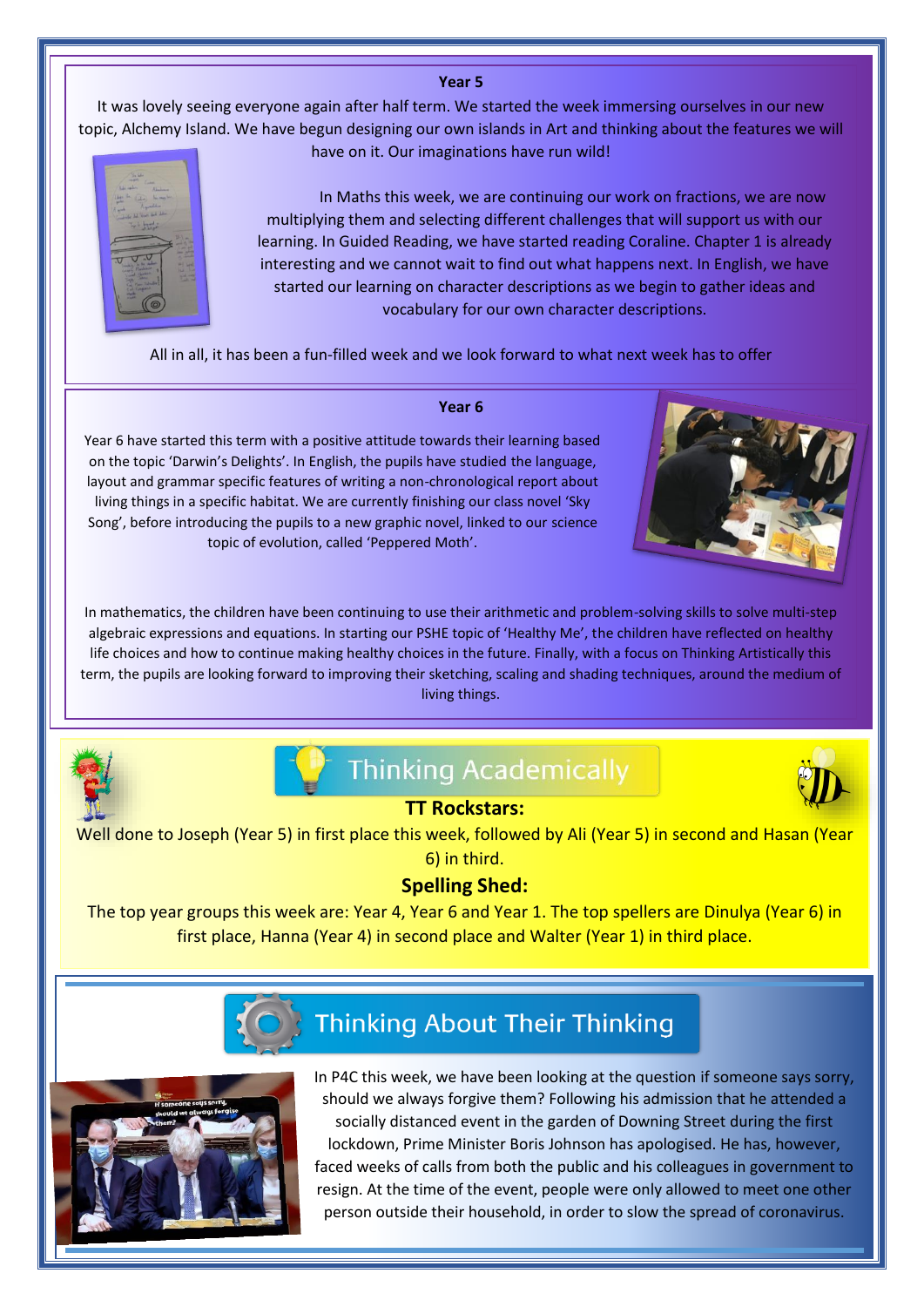## Year 5

It was lovely seeing everyone again after half term. We started the week immersing ourselves in our new topic, Alchemy Island. We have begun designing our own islands in Art and thinking about the features we will have on it. Our imaginations have run wild!

In Maths this week, we are continuing our work on fractions, we are now multiplying them and selecting different challenges that will support us with our learning. In Guided Reading, we have started reading Coraline. Chapter 1 is already interesting and we cannot wait to find out what happens next. In English, we have started our learning on character descriptions as we begin to gather ideas and vocabulary for our own character descriptions.

All in all, it has been a fun-filled week and we look forward to what next week has to offer

## Year 6

Year 6 have started this term with a positive attitude towards their learning based on the topic 'Darwin's Delights'. In English, the pupils have studied the language, layout and grammar specific features of writing a non-chronological report about living things in a specific habitat. We are currently finishing our class novel 'Sky Song', before introducing the pupils to a new graphic novel, linked to our science topic of evolution, called 'Peppered Moth'.

In mathematics, the children have been continuing to use their arithmetic and problem-solving skills to solve multi-step algebraic expressions and equations. In starting our PSHE topic of 'Healthy Me', the children have reflected on healthy life choices and how to continue making healthy choices in the future. Finally, with a focus on Thinking Artistically this term, the pupils are looking forward to improving their sketching, scaling and shading techniques, around the medium of living things.

## Thinking Academically

### TT Rockstars:

Well done to Joseph (Year 5) in first place this week, followed by Ali (Year 5) in second and Hasan (Year 6) in third.

### Spelling Shed:

The top year groups this week are: Year 4, Year 6 and Year 1. The top spellers are Dinulya (Year 6) in first place, Hanna (Year 4) in second place and Walter (Year 1) in third place.

## Thinking About Their Thinking

In P4C this week, we have been looking at the question if someone says sorry, should we always forgive them? Following his admission that he attended a socially distanced event in the garden of Downing Street during the first lockdown, Prime Minister Boris Johnson has apologised. He has, however, faced weeks of calls from both the public and his colleagues in government to resign. At the time of the event, people were only allowed to meet one other person outside their household, in order to slow the spread of coronavirus.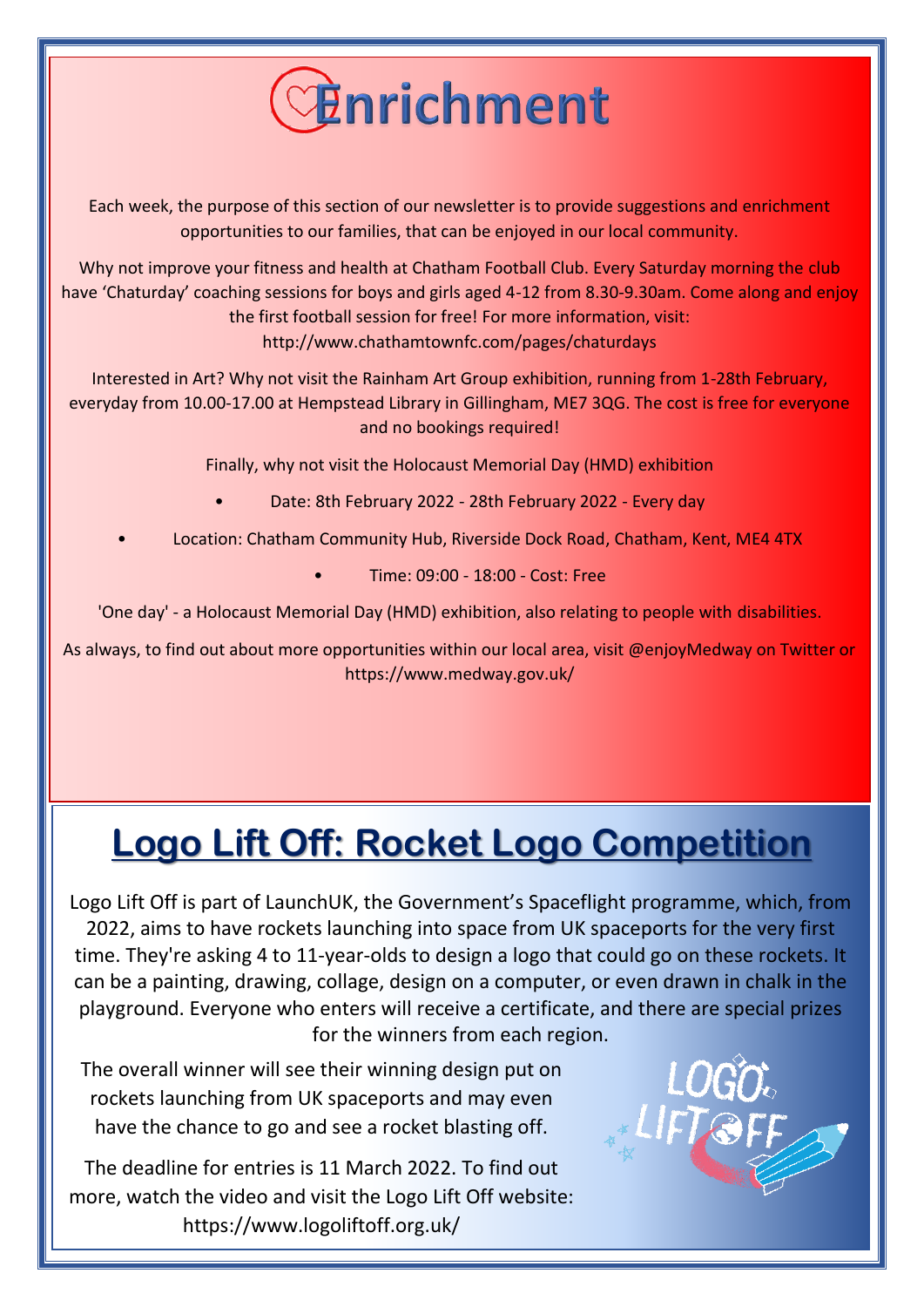# Enrichment

Each week, the purpose of this section of our newsletter is to provide suggestions and enrichment opportunities to our families, that can be enjoyed in our local community.

Why not improve your fitness and health at Chatham Football Club. Every Saturday morning the club have 'Chaturday' coaching sessions for boys and girls aged 4-12 from 8.30-9.30am. Come along and enjoy the first football session for free! For more information, visit: http://www.chathamtownfc.com/pages/chaturdays

Interested in Art? Why not visit the Rainham Art Group exhibition, running from 1-28th February, everyday from 10.00-17.00 at Hempstead Library in Gillingham, ME7 3QG. The cost is free for everyone and no bookings required!

Finally, why not visit the Holocaust Memorial Day (HMD) exhibition

- Date: 8th February 2022 - 28th February 2022 - Every day
- Location: Chatham Community Hub, Riverside Dock Road, Chatham, Kent, ME4 4TX
- Time: 09:00 - 18:00 - Cost: Free

'One day' - a Holocaust Memorial Day (HMD) exhibition, also relating to people with disabilities.

As always, to find out about more opportunities within our local area, visit @enjoyMedway on Twitter or https://www.medway.gov.uk/

# Logo Lift Off: Rocket Logo Competition

Logo Lift Off is part of LaunchUK, the Government's Spaceflight programme, which, from 2022, aims to have rockets launching into space from UK spaceports for the very first time. They're asking 4 to 11-year-olds to design a logo that could go on these rockets. It can be a painting, drawing, collage, design on a computer, or even drawn in chalk in the playground. Everyone who enters will receive a certificate, and there are special prizes for the winners from each region.

The overall winner will see their winning design put on rockets launching from UK spaceports and may even have the chance to go and see a rocket blasting off.

The deadline for entries is 11 March 2022. To find out more, watch the video and visit the Logo Lift Off website: https://www.logoliftoff.org.uk/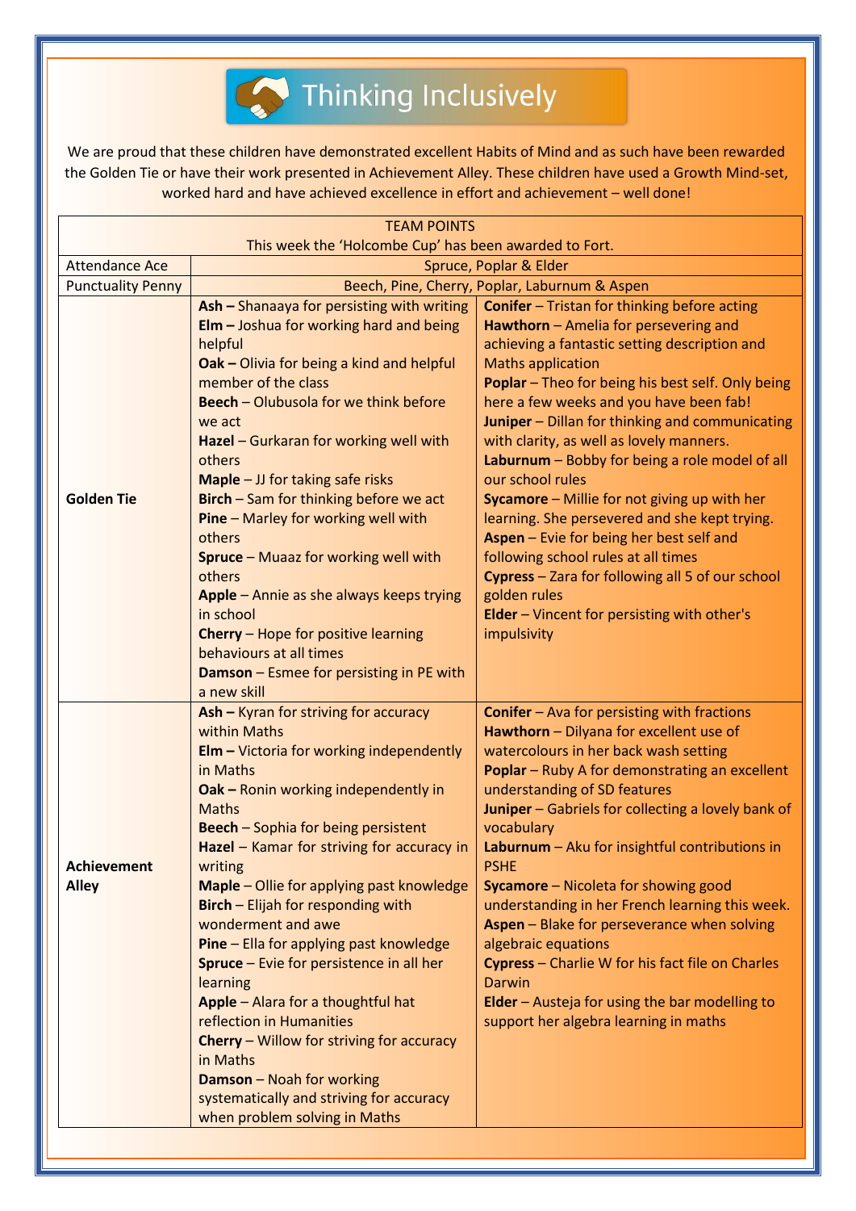# Thinking Inclusively

We are proud that these children have demonstrated excellent Habits of Mind and as such have been rewarded the Golden Tie or have their work presented in Achievement Alley. These children have used a Growth Mind-set, worked hard and have achieved excellence in effort and achievement – well done!

| TEAM POINTS<br>This week the 'Holcombe Cup' has been awarded to Fort. | | |
|---|---|---|
| Attendance Ace | Spruce, Poplar & Elder | |
| Punctuality Penny | Beech, Pine, Cherry, Poplar, Laburnum & Aspen | |
| **Golden Tie** | **Ash –** Shanaaya for persisting with writing<br>**Elm –** Joshua for working hard and being helpful<br>**Oak –** Olivia for being a kind and helpful member of the class<br>**Beech** – Olubusola for we think before we act<br>**Hazel** – Gurkaran for working well with others<br>**Maple** – JJ for taking safe risks<br>**Birch** – Sam for thinking before we act<br>**Pine** – Marley for working well with others<br>**Spruce** – Muaaz for working well with others<br>**Apple** – Annie as she always keeps trying in school<br>**Cherry** – Hope for positive learning behaviours at all times<br>**Damson** – Esmee for persisting in PE with a new skill | **Conifer** – Tristan for thinking before acting<br>**Hawthorn** – Amelia for persevering and achieving a fantastic setting description and Maths application<br>**Poplar** – Theo for being his best self. Only being here a few weeks and you have been fab!<br>**Juniper** – Dillan for thinking and communicating with clarity, as well as lovely manners.<br>**Laburnum** – Bobby for being a role model of all our school rules<br>**Sycamore** – Millie for not giving up with her learning. She persevered and she kept trying.<br>**Aspen** – Evie for being her best self and following school rules at all times<br>**Cypress** – Zara for following all 5 of our school golden rules<br>**Elder** – Vincent for persisting with other's impulsivity |
| **Achievement Alley** | **Ash –** Kyran for striving for accuracy within Maths<br>**Elm –** Victoria for working independently in Maths<br>**Oak –** Ronin working independently in Maths<br>**Beech** – Sophia for being persistent<br>**Hazel** – Kamar for striving for accuracy in writing<br>**Maple** – Ollie for applying past knowledge<br>**Birch** – Elijah for responding with wonderment and awe<br>**Pine** – Ella for applying past knowledge<br>**Spruce** – Evie for persistence in all her learning<br>**Apple** – Alara for a thoughtful hat reflection in Humanities<br>**Cherry** – Willow for striving for accuracy in Maths<br>**Damson** – Noah for working systematically and striving for accuracy when problem solving in Maths | **Conifer** – Ava for persisting with fractions<br>**Hawthorn** – Dilyana for excellent use of watercolours in her back wash setting<br>**Poplar** – Ruby A for demonstrating an excellent understanding of SD features<br>**Juniper** – Gabriels for collecting a lovely bank of vocabulary<br>**Laburnum** – Aku for insightful contributions in PSHE<br>**Sycamore** – Nicoleta for showing good understanding in her French learning this week.<br>**Aspen** – Blake for perseverance when solving algebraic equations<br>**Cypress** – Charlie W for his fact file on Charles Darwin<br>**Elder** – Austeja for using the bar modelling to support her algebra learning in maths |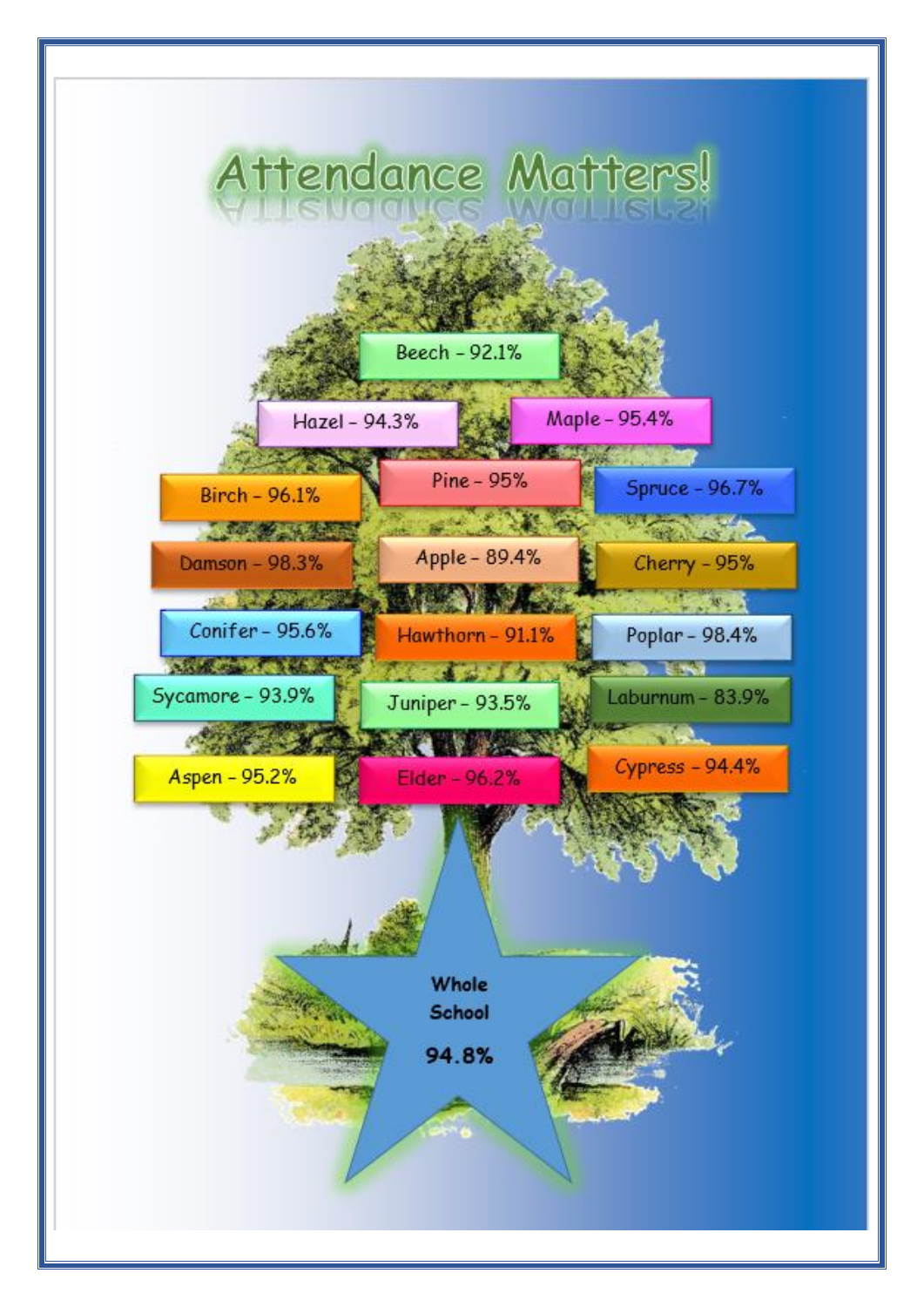# Attendance Matters!

Beech – 92.1%

Hazel – 94.3%

Maple – 95.4%

Birch – 96.1%

Pine – 95%

Spruce – 96.7%

Damson – 98.3%

Apple – 89.4%

Cherry – 95%

Conifer – 95.6%

Hawthorn – 91.1%

Poplar – 98.4%

Sycamore – 93.9%

Juniper – 93.5%

Laburnum – 83.9%

Aspen – 95.2%

Elder – 96.2%

Cypress – 94.4%

**Whole School**

**94.8%**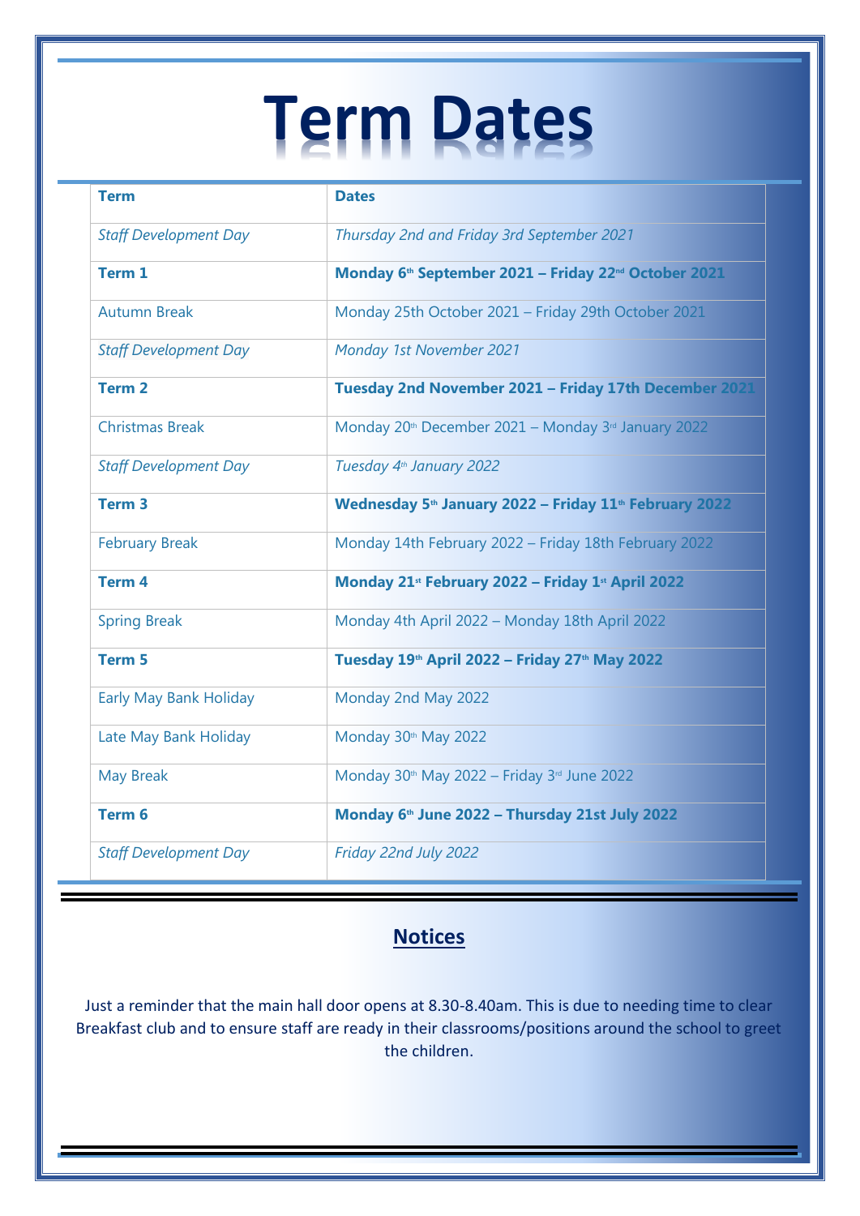# Term Dates

| Term | Dates |
|---|---|
| *Staff Development Day* | *Thursday 2nd and Friday 3rd September 2021* |
| **Term 1** | **Monday 6th September 2021 – Friday 22nd October 2021** |
| Autumn Break | Monday 25th October 2021 – Friday 29th October 2021 |
| *Staff Development Day* | *Monday 1st November 2021* |
| **Term 2** | **Tuesday 2nd November 2021 – Friday 17th December 2021** |
| Christmas Break | Monday 20th December 2021 – Monday 3rd January 2022 |
| *Staff Development Day* | *Tuesday 4th January 2022* |
| **Term 3** | **Wednesday 5th January 2022 – Friday 11th February 2022** |
| February Break | Monday 14th February 2022 – Friday 18th February 2022 |
| **Term 4** | **Monday 21st February 2022 – Friday 1st April 2022** |
| Spring Break | Monday 4th April 2022 – Monday 18th April 2022 |
| **Term 5** | **Tuesday 19th April 2022 – Friday 27th May 2022** |
| Early May Bank Holiday | Monday 2nd May 2022 |
| Late May Bank Holiday | Monday 30th May 2022 |
| May Break | Monday 30th May 2022 – Friday 3rd June 2022 |
| **Term 6** | **Monday 6th June 2022 – Thursday 21st July 2022** |
| *Staff Development Day* | *Friday 22nd July 2022* |

## Notices

Just a reminder that the main hall door opens at 8.30-8.40am. This is due to needing time to clear Breakfast club and to ensure staff are ready in their classrooms/positions around the school to greet the children.